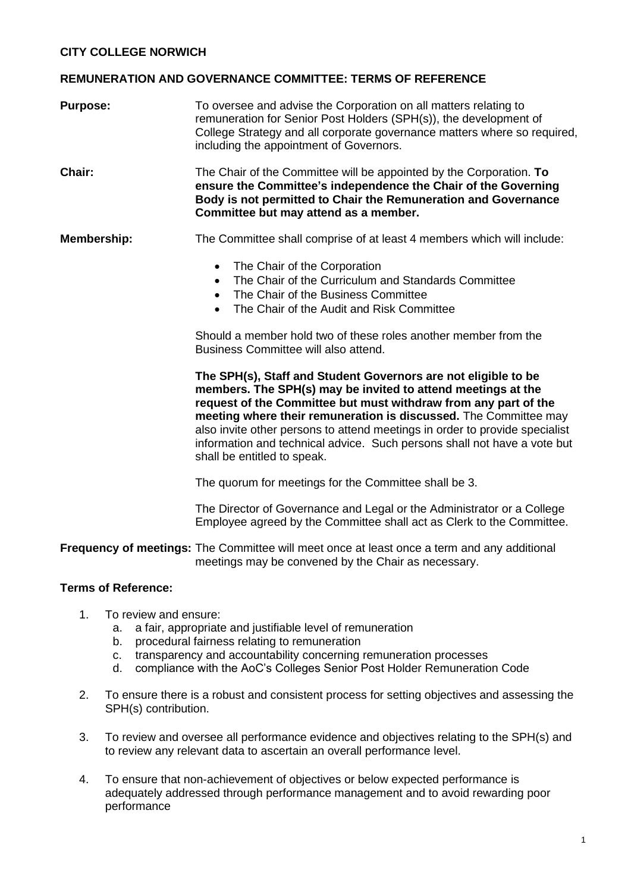**CITY COLLEGE NORWICH**

**REMUNERATION AND GOVERNANCE COMMITTEE: TERMS OF REFERENCE**

**Purpose:** To oversee and advise the Corporation on all matters relating to remuneration for Senior Post Holders (SPH(s)), the development of College Strategy and all corporate governance matters where so required, including the appointment of Governors.

**Chair:** The Chair of the Committee will be appointed by the Corporation. **To ensure the Committee's independence the Chair of the Governing Body is not permitted to Chair the Remuneration and Governance Committee but may attend as a member.**

**Membership:** The Committee shall comprise of at least 4 members which will include:

- The Chair of the Corporation
- The Chair of the Curriculum and Standards Committee
- The Chair of the Business Committee
- The Chair of the Audit and Risk Committee

Should a member hold two of these roles another member from the Business Committee will also attend.

**The SPH(s), Staff and Student Governors are not eligible to be members. The SPH(s) may be invited to attend meetings at the request of the Committee but must withdraw from any part of the meeting where their remuneration is discussed.** The Committee may also invite other persons to attend meetings in order to provide specialist information and technical advice. Such persons shall not have a vote but shall be entitled to speak.

The quorum for meetings for the Committee shall be 3.

The Director of Governance and Legal or the Administrator or a College Employee agreed by the Committee shall act as Clerk to the Committee.

**Frequency of meetings:** The Committee will meet once at least once a term and any additional meetings may be convened by the Chair as necessary.

**Terms of Reference:**

1. To review and ensure:
   a. a fair, appropriate and justifiable level of remuneration
   b. procedural fairness relating to remuneration
   c. transparency and accountability concerning remuneration processes
   d. compliance with the AoC's Colleges Senior Post Holder Remuneration Code
2. To ensure there is a robust and consistent process for setting objectives and assessing the SPH(s) contribution.
3. To review and oversee all performance evidence and objectives relating to the SPH(s) and to review any relevant data to ascertain an overall performance level.
4. To ensure that non-achievement of objectives or below expected performance is adequately addressed through performance management and to avoid rewarding poor performance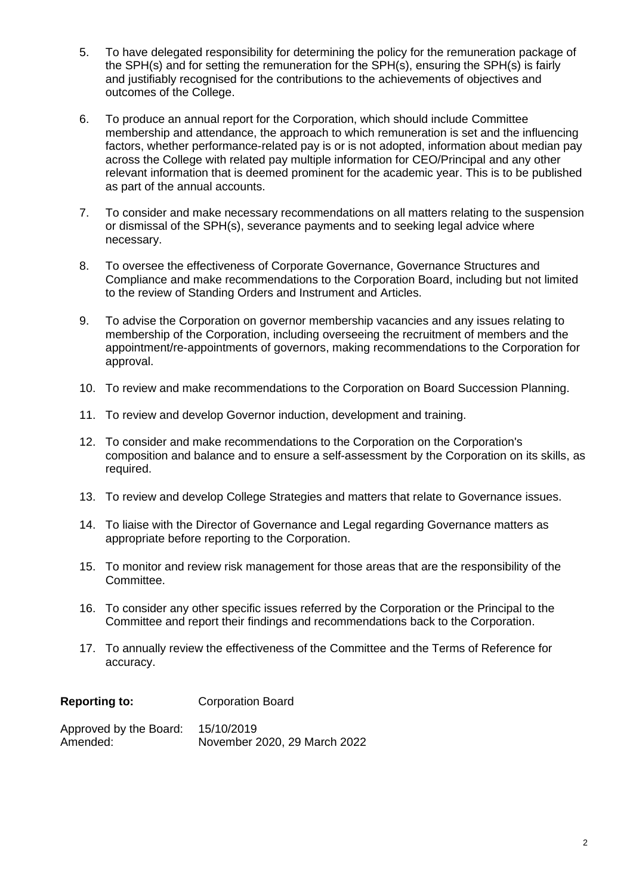5. To have delegated responsibility for determining the policy for the remuneration package of the SPH(s) and for setting the remuneration for the SPH(s), ensuring the SPH(s) is fairly and justifiably recognised for the contributions to the achievements of objectives and outcomes of the College.

6. To produce an annual report for the Corporation, which should include Committee membership and attendance, the approach to which remuneration is set and the influencing factors, whether performance-related pay is or is not adopted, information about median pay across the College with related pay multiple information for CEO/Principal and any other relevant information that is deemed prominent for the academic year. This is to be published as part of the annual accounts.

7. To consider and make necessary recommendations on all matters relating to the suspension or dismissal of the SPH(s), severance payments and to seeking legal advice where necessary.

8. To oversee the effectiveness of Corporate Governance, Governance Structures and Compliance and make recommendations to the Corporation Board, including but not limited to the review of Standing Orders and Instrument and Articles.

9. To advise the Corporation on governor membership vacancies and any issues relating to membership of the Corporation, including overseeing the recruitment of members and the appointment/re-appointments of governors, making recommendations to the Corporation for approval.

10. To review and make recommendations to the Corporation on Board Succession Planning.

11. To review and develop Governor induction, development and training.

12. To consider and make recommendations to the Corporation on the Corporation's composition and balance and to ensure a self-assessment by the Corporation on its skills, as required.

13. To review and develop College Strategies and matters that relate to Governance issues.

14. To liaise with the Director of Governance and Legal regarding Governance matters as appropriate before reporting to the Corporation.

15. To monitor and review risk management for those areas that are the responsibility of the Committee.

16. To consider any other specific issues referred by the Corporation or the Principal to the Committee and report their findings and recommendations back to the Corporation.

17. To annually review the effectiveness of the Committee and the Terms of Reference for accuracy.

**Reporting to:** Corporation Board

Approved by the Board: 15/10/2019
Amended: November 2020, 29 March 2022